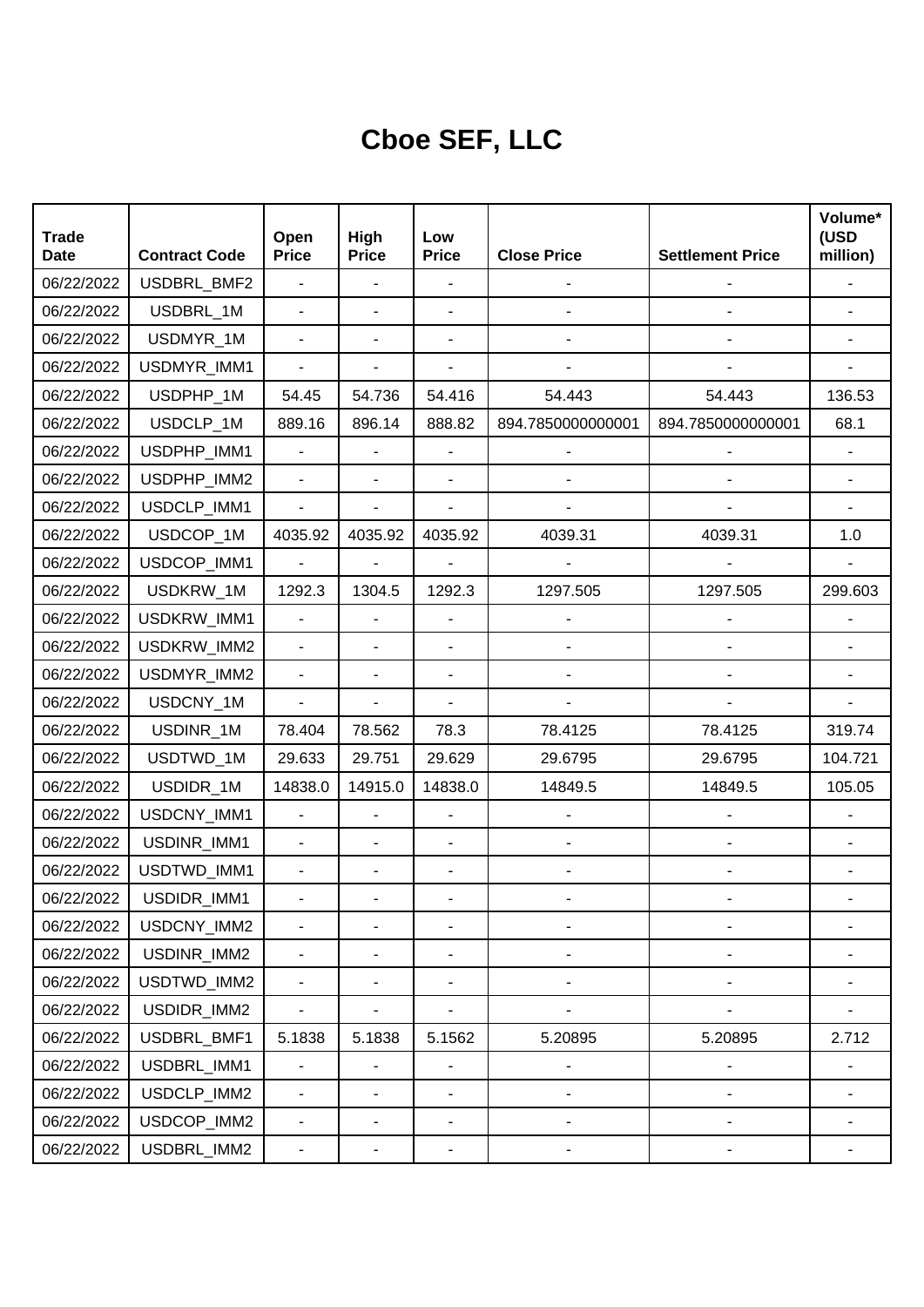# Cboe SEF, LLC

| Trade Date | Contract Code | Open Price | High Price | Low Price | Close Price | Settlement Price | Volume* (USD million) |
|---|---|---|---|---|---|---|---|
| 06/22/2022 | USDBRL_BMF2 | - | - | - | - | - | - |
| 06/22/2022 | USDBRL_1M | - | - | - | - | - | - |
| 06/22/2022 | USDMYR_1M | - | - | - | - | - | - |
| 06/22/2022 | USDMYR_IMM1 | - | - | - | - | - | - |
| 06/22/2022 | USDPHP_1M | 54.45 | 54.736 | 54.416 | 54.443 | 54.443 | 136.53 |
| 06/22/2022 | USDCLP_1M | 889.16 | 896.14 | 888.82 | 894.7850000000001 | 894.7850000000001 | 68.1 |
| 06/22/2022 | USDPHP_IMM1 | - | - | - | - | - | - |
| 06/22/2022 | USDPHP_IMM2 | - | - | - | - | - | - |
| 06/22/2022 | USDCLP_IMM1 | - | - | - | - | - | - |
| 06/22/2022 | USDCOP_1M | 4035.92 | 4035.92 | 4035.92 | 4039.31 | 4039.31 | 1.0 |
| 06/22/2022 | USDCOP_IMM1 | - | - | - | - | - | - |
| 06/22/2022 | USDKRW_1M | 1292.3 | 1304.5 | 1292.3 | 1297.505 | 1297.505 | 299.603 |
| 06/22/2022 | USDKRW_IMM1 | - | - | - | - | - | - |
| 06/22/2022 | USDKRW_IMM2 | - | - | - | - | - | - |
| 06/22/2022 | USDMYR_IMM2 | - | - | - | - | - | - |
| 06/22/2022 | USDCNY_1M | - | - | - | - | - | - |
| 06/22/2022 | USDINR_1M | 78.404 | 78.562 | 78.3 | 78.4125 | 78.4125 | 319.74 |
| 06/22/2022 | USDTWD_1M | 29.633 | 29.751 | 29.629 | 29.6795 | 29.6795 | 104.721 |
| 06/22/2022 | USDIDR_1M | 14838.0 | 14915.0 | 14838.0 | 14849.5 | 14849.5 | 105.05 |
| 06/22/2022 | USDCNY_IMM1 | - | - | - | - | - | - |
| 06/22/2022 | USDINR_IMM1 | - | - | - | - | - | - |
| 06/22/2022 | USDTWD_IMM1 | - | - | - | - | - | - |
| 06/22/2022 | USDIDR_IMM1 | - | - | - | - | - | - |
| 06/22/2022 | USDCNY_IMM2 | - | - | - | - | - | - |
| 06/22/2022 | USDINR_IMM2 | - | - | - | - | - | - |
| 06/22/2022 | USDTWD_IMM2 | - | - | - | - | - | - |
| 06/22/2022 | USDIDR_IMM2 | - | - | - | - | - | - |
| 06/22/2022 | USDBRL_BMF1 | 5.1838 | 5.1838 | 5.1562 | 5.20895 | 5.20895 | 2.712 |
| 06/22/2022 | USDBRL_IMM1 | - | - | - | - | - | - |
| 06/22/2022 | USDCLP_IMM2 | - | - | - | - | - | - |
| 06/22/2022 | USDCOP_IMM2 | - | - | - | - | - | - |
| 06/22/2022 | USDBRL_IMM2 | - | - | - | - | - | - |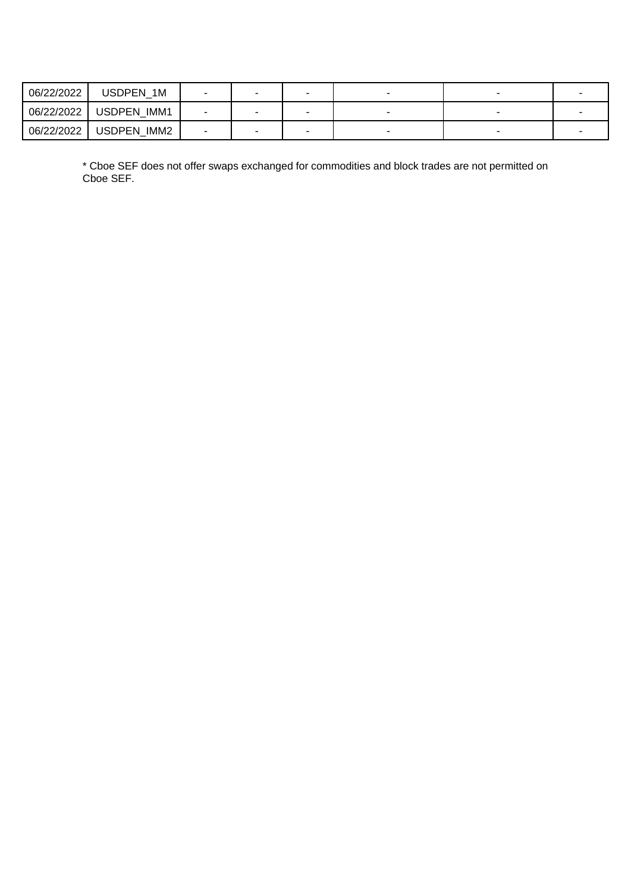| | | | | | | | |
|---|---|---|---|---|---|---|---|
| 06/22/2022 | USDPEN_1M | - | - | - | - | - | - |
| 06/22/2022 | USDPEN_IMM1 | - | - | - | - | - | - |
| 06/22/2022 | USDPEN_IMM2 | - | - | - | - | - | - |

* Cboe SEF does not offer swaps exchanged for commodities and block trades are not permitted on Cboe SEF.